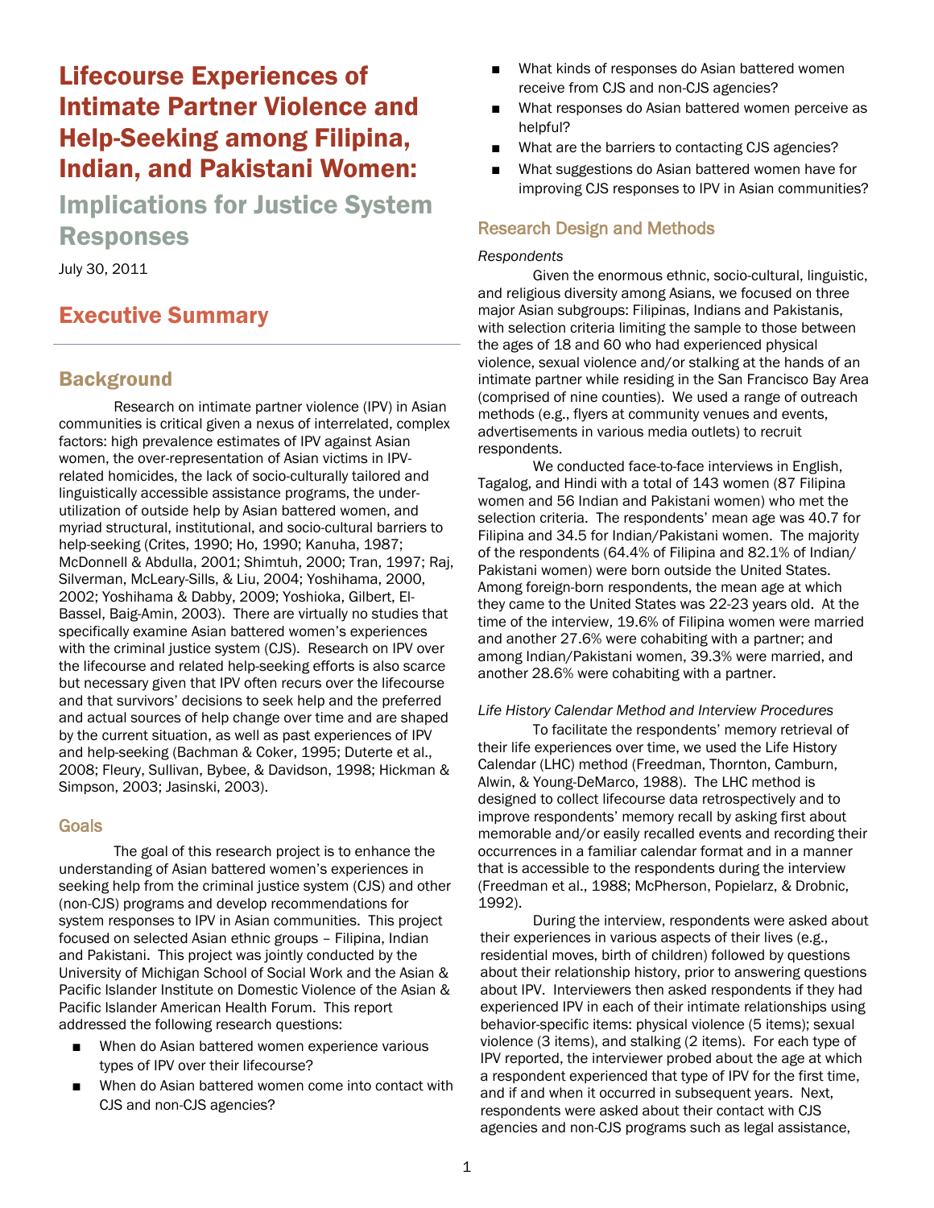# Lifecourse Experiences of Intimate Partner Violence and Help-Seeking among Filipina, Indian, and Pakistani Women:

## Implications for Justice System Responses

July 30, 2011

## Executive Summary

## Background

Research on intimate partner violence (IPV) in Asian communities is critical given a nexus of interrelated, complex factors: high prevalence estimates of IPV against Asian women, the over-representation of Asian victims in IPV-related homicides, the lack of socio-culturally tailored and linguistically accessible assistance programs, the under-utilization of outside help by Asian battered women, and myriad structural, institutional, and socio-cultural barriers to help-seeking (Crites, 1990; Ho, 1990; Kanuha, 1987; McDonnell & Abdulla, 2001; Shimtuh, 2000; Tran, 1997; Raj, Silverman, McLeary-Sills, & Liu, 2004; Yoshihama, 2000, 2002; Yoshihama & Dabby, 2009; Yoshioka, Gilbert, El-Bassel, Baig-Amin, 2003). There are virtually no studies that specifically examine Asian battered women's experiences with the criminal justice system (CJS). Research on IPV over the lifecourse and related help-seeking efforts is also scarce but necessary given that IPV often recurs over the lifecourse and that survivors' decisions to seek help and the preferred and actual sources of help change over time and are shaped by the current situation, as well as past experiences of IPV and help-seeking (Bachman & Coker, 1995; Duterte et al., 2008; Fleury, Sullivan, Bybee, & Davidson, 1998; Hickman & Simpson, 2003; Jasinski, 2003).

### Goals

The goal of this research project is to enhance the understanding of Asian battered women's experiences in seeking help from the criminal justice system (CJS) and other (non-CJS) programs and develop recommendations for system responses to IPV in Asian communities. This project focused on selected Asian ethnic groups – Filipina, Indian and Pakistani. This project was jointly conducted by the University of Michigan School of Social Work and the Asian & Pacific Islander Institute on Domestic Violence of the Asian & Pacific Islander American Health Forum. This report addressed the following research questions:

- When do Asian battered women experience various types of IPV over their lifecourse?
- When do Asian battered women come into contact with CJS and non-CJS agencies?
- What kinds of responses do Asian battered women receive from CJS and non-CJS agencies?
- What responses do Asian battered women perceive as helpful?
- What are the barriers to contacting CJS agencies?
- What suggestions do Asian battered women have for improving CJS responses to IPV in Asian communities?

### Research Design and Methods

*Respondents*

Given the enormous ethnic, socio-cultural, linguistic, and religious diversity among Asians, we focused on three major Asian subgroups: Filipinas, Indians and Pakistanis, with selection criteria limiting the sample to those between the ages of 18 and 60 who had experienced physical violence, sexual violence and/or stalking at the hands of an intimate partner while residing in the San Francisco Bay Area (comprised of nine counties). We used a range of outreach methods (e.g., flyers at community venues and events, advertisements in various media outlets) to recruit respondents.

We conducted face-to-face interviews in English, Tagalog, and Hindi with a total of 143 women (87 Filipina women and 56 Indian and Pakistani women) who met the selection criteria. The respondents' mean age was 40.7 for Filipina and 34.5 for Indian/Pakistani women. The majority of the respondents (64.4% of Filipina and 82.1% of Indian/Pakistani women) were born outside the United States. Among foreign-born respondents, the mean age at which they came to the United States was 22-23 years old. At the time of the interview, 19.6% of Filipina women were married and another 27.6% were cohabiting with a partner; and among Indian/Pakistani women, 39.3% were married, and another 28.6% were cohabiting with a partner.

*Life History Calendar Method and Interview Procedures*

To facilitate the respondents' memory retrieval of their life experiences over time, we used the Life History Calendar (LHC) method (Freedman, Thornton, Camburn, Alwin, & Young-DeMarco, 1988). The LHC method is designed to collect lifecourse data retrospectively and to improve respondents' memory recall by asking first about memorable and/or easily recalled events and recording their occurrences in a familiar calendar format and in a manner that is accessible to the respondents during the interview (Freedman et al., 1988; McPherson, Popielarz, & Drobnic, 1992).

During the interview, respondents were asked about their experiences in various aspects of their lives (e.g., residential moves, birth of children) followed by questions about their relationship history, prior to answering questions about IPV. Interviewers then asked respondents if they had experienced IPV in each of their intimate relationships using behavior-specific items: physical violence (5 items); sexual violence (3 items), and stalking (2 items). For each type of IPV reported, the interviewer probed about the age at which a respondent experienced that type of IPV for the first time, and if and when it occurred in subsequent years. Next, respondents were asked about their contact with CJS agencies and non-CJS programs such as legal assistance,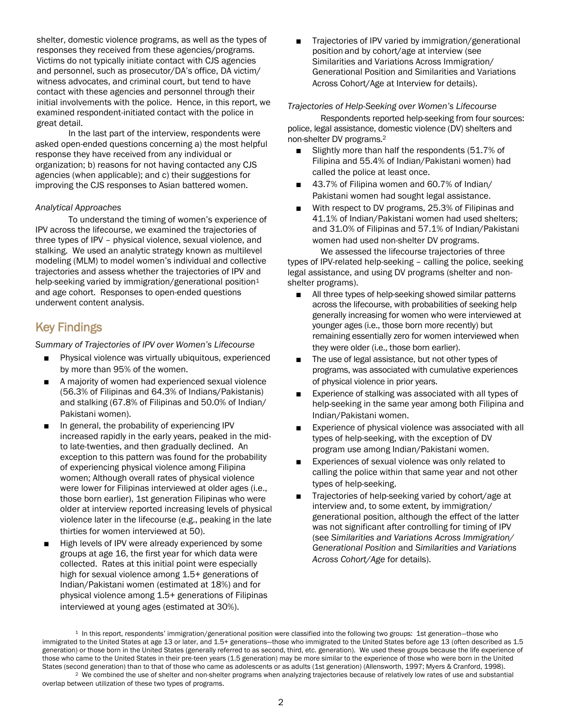shelter, domestic violence programs, as well as the types of responses they received from these agencies/programs. Victims do not typically initiate contact with CJS agencies and personnel, such as prosecutor/DA's office, DA victim/witness advocates, and criminal court, but tend to have contact with these agencies and personnel through their initial involvements with the police. Hence, in this report, we examined respondent-initiated contact with the police in great detail.

In the last part of the interview, respondents were asked open-ended questions concerning a) the most helpful response they have received from any individual or organization; b) reasons for not having contacted any CJS agencies (when applicable); and c) their suggestions for improving the CJS responses to Asian battered women.

*Analytical Approaches*

To understand the timing of women's experience of IPV across the lifecourse, we examined the trajectories of three types of IPV – physical violence, sexual violence, and stalking. We used an analytic strategy known as multilevel modeling (MLM) to model women's individual and collective trajectories and assess whether the trajectories of IPV and help-seeking varied by immigration/generational position[1] and age cohort. Responses to open-ended questions underwent content analysis.

## Key Findings

*Summary of Trajectories of IPV over Women's Lifecourse*

- Physical violence was virtually ubiquitous, experienced by more than 95% of the women.
- A majority of women had experienced sexual violence (56.3% of Filipinas and 64.3% of Indians/Pakistanis) and stalking (67.8% of Filipinas and 50.0% of Indian/Pakistani women).
- In general, the probability of experiencing IPV increased rapidly in the early years, peaked in the mid- to late-twenties, and then gradually declined. An exception to this pattern was found for the probability of experiencing physical violence among Filipina women; Although overall rates of physical violence were lower for Filipinas interviewed at older ages (i.e., those born earlier), 1st generation Filipinas who were older at interview reported increasing levels of physical violence later in the lifecourse (e.g., peaking in the late thirties for women interviewed at 50).
- High levels of IPV were already experienced by some groups at age 16, the first year for which data were collected. Rates at this initial point were especially high for sexual violence among 1.5+ generations of Indian/Pakistani women (estimated at 18%) and for physical violence among 1.5+ generations of Filipinas interviewed at young ages (estimated at 30%).
- Trajectories of IPV varied by immigration/generational position and by cohort/age at interview (see Similarities and Variations Across Immigration/Generational Position and Similarities and Variations Across Cohort/Age at Interview for details).

*Trajectories of Help-Seeking over Women's Lifecourse*

Respondents reported help-seeking from four sources: police, legal assistance, domestic violence (DV) shelters and non-shelter DV programs.[2]

- Slightly more than half the respondents (51.7% of Filipina and 55.4% of Indian/Pakistani women) had called the police at least once.
- 43.7% of Filipina women and 60.7% of Indian/Pakistani women had sought legal assistance.
- With respect to DV programs, 25.3% of Filipinas and 41.1% of Indian/Pakistani women had used shelters; and 31.0% of Filipinas and 57.1% of Indian/Pakistani women had used non-shelter DV programs.

We assessed the lifecourse trajectories of three types of IPV-related help-seeking – calling the police, seeking legal assistance, and using DV programs (shelter and non-shelter programs).

- All three types of help-seeking showed similar patterns across the lifecourse, with probabilities of seeking help generally increasing for women who were interviewed at younger ages (i.e., those born more recently) but remaining essentially zero for women interviewed when they were older (i.e., those born earlier).
- The use of legal assistance, but not other types of programs, was associated with cumulative experiences of physical violence in prior years.
- Experience of stalking was associated with all types of help-seeking in the same year among both Filipina and Indian/Pakistani women.
- Experience of physical violence was associated with all types of help-seeking, with the exception of DV program use among Indian/Pakistani women.
- Experiences of sexual violence was only related to calling the police within that same year and not other types of help-seeking.
- Trajectories of help-seeking varied by cohort/age at interview and, to some extent, by immigration/generational position, although the effect of the latter was not significant after controlling for timing of IPV (see *Similarities and Variations Across Immigration/Generational Position* and *Similarities and Variations Across Cohort/Age* for details).

[1] In this report, respondents' immigration/generational position were classified into the following two groups: 1st generation—those who immigrated to the United States at age 13 or later, and 1.5+ generations—those who immigrated to the United States before age 13 (often described as 1.5 generation) or those born in the United States (generally referred to as second, third, etc. generation). We used these groups because the life experience of those who came to the United States in their pre-teen years (1.5 generation) may be more similar to the experience of those who were born in the United States (second generation) than to that of those who came as adolescents or as adults (1st generation) (Allensworth, 1997; Myers & Cranford, 1998).

[2] We combined the use of shelter and non-shelter programs when analyzing trajectories because of relatively low rates of use and substantial overlap between utilization of these two types of programs.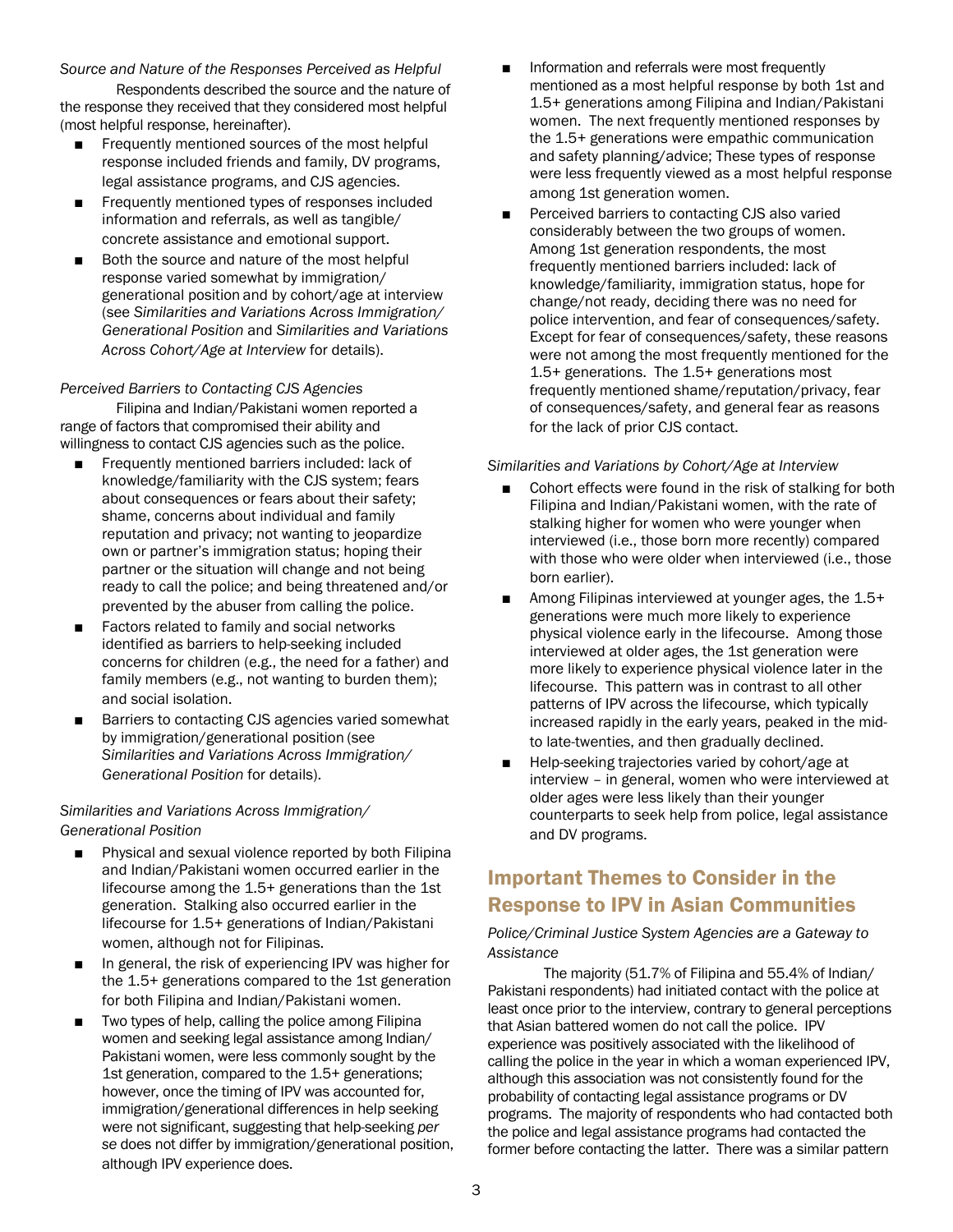*Source and Nature of the Responses Perceived as Helpful*

Respondents described the source and the nature of the response they received that they considered most helpful (most helpful response, hereinafter).

- Frequently mentioned sources of the most helpful response included friends and family, DV programs, legal assistance programs, and CJS agencies.
- Frequently mentioned types of responses included information and referrals, as well as tangible/concrete assistance and emotional support.
- Both the source and nature of the most helpful response varied somewhat by immigration/generational position and by cohort/age at interview (see *Similarities and Variations Across Immigration/Generational Position* and *Similarities and Variations Across Cohort/Age at Interview* for details).

*Perceived Barriers to Contacting CJS Agencies*

Filipina and Indian/Pakistani women reported a range of factors that compromised their ability and willingness to contact CJS agencies such as the police.

- Frequently mentioned barriers included: lack of knowledge/familiarity with the CJS system; fears about consequences or fears about their safety; shame, concerns about individual and family reputation and privacy; not wanting to jeopardize own or partner's immigration status; hoping their partner or the situation will change and not being ready to call the police; and being threatened and/or prevented by the abuser from calling the police.
- Factors related to family and social networks identified as barriers to help-seeking included concerns for children (e.g., the need for a father) and family members (e.g., not wanting to burden them); and social isolation.
- Barriers to contacting CJS agencies varied somewhat by immigration/generational position (see *Similarities and Variations Across Immigration/Generational Position* for details).

*Similarities and Variations Across Immigration/Generational Position*

- Physical and sexual violence reported by both Filipina and Indian/Pakistani women occurred earlier in the lifecourse among the 1.5+ generations than the 1st generation. Stalking also occurred earlier in the lifecourse for 1.5+ generations of Indian/Pakistani women, although not for Filipinas.
- In general, the risk of experiencing IPV was higher for the 1.5+ generations compared to the 1st generation for both Filipina and Indian/Pakistani women.
- Two types of help, calling the police among Filipina women and seeking legal assistance among Indian/Pakistani women, were less commonly sought by the 1st generation, compared to the 1.5+ generations; however, once the timing of IPV was accounted for, immigration/generational differences in help seeking were not significant, suggesting that help-seeking *per se* does not differ by immigration/generational position, although IPV experience does.
- Information and referrals were most frequently mentioned as a most helpful response by both 1st and 1.5+ generations among Filipina and Indian/Pakistani women. The next frequently mentioned responses by the 1.5+ generations were empathic communication and safety planning/advice; These types of response were less frequently viewed as a most helpful response among 1st generation women.
- Perceived barriers to contacting CJS also varied considerably between the two groups of women. Among 1st generation respondents, the most frequently mentioned barriers included: lack of knowledge/familiarity, immigration status, hope for change/not ready, deciding there was no need for police intervention, and fear of consequences/safety. Except for fear of consequences/safety, these reasons were not among the most frequently mentioned for the 1.5+ generations. The 1.5+ generations most frequently mentioned shame/reputation/privacy, fear of consequences/safety, and general fear as reasons for the lack of prior CJS contact.

*Similarities and Variations by Cohort/Age at Interview*

- Cohort effects were found in the risk of stalking for both Filipina and Indian/Pakistani women, with the rate of stalking higher for women who were younger when interviewed (i.e., those born more recently) compared with those who were older when interviewed (i.e., those born earlier).
- Among Filipinas interviewed at younger ages, the 1.5+ generations were much more likely to experience physical violence early in the lifecourse. Among those interviewed at older ages, the 1st generation were more likely to experience physical violence later in the lifecourse. This pattern was in contrast to all other patterns of IPV across the lifecourse, which typically increased rapidly in the early years, peaked in the mid- to late-twenties, and then gradually declined.
- Help-seeking trajectories varied by cohort/age at interview – in general, women who were interviewed at older ages were less likely than their younger counterparts to seek help from police, legal assistance and DV programs.

## Important Themes to Consider in the Response to IPV in Asian Communities

*Police/Criminal Justice System Agencies are a Gateway to Assistance*

The majority (51.7% of Filipina and 55.4% of Indian/Pakistani respondents) had initiated contact with the police at least once prior to the interview, contrary to general perceptions that Asian battered women do not call the police. IPV experience was positively associated with the likelihood of calling the police in the year in which a woman experienced IPV, although this association was not consistently found for the probability of contacting legal assistance programs or DV programs. The majority of respondents who had contacted both the police and legal assistance programs had contacted the former before contacting the latter. There was a similar pattern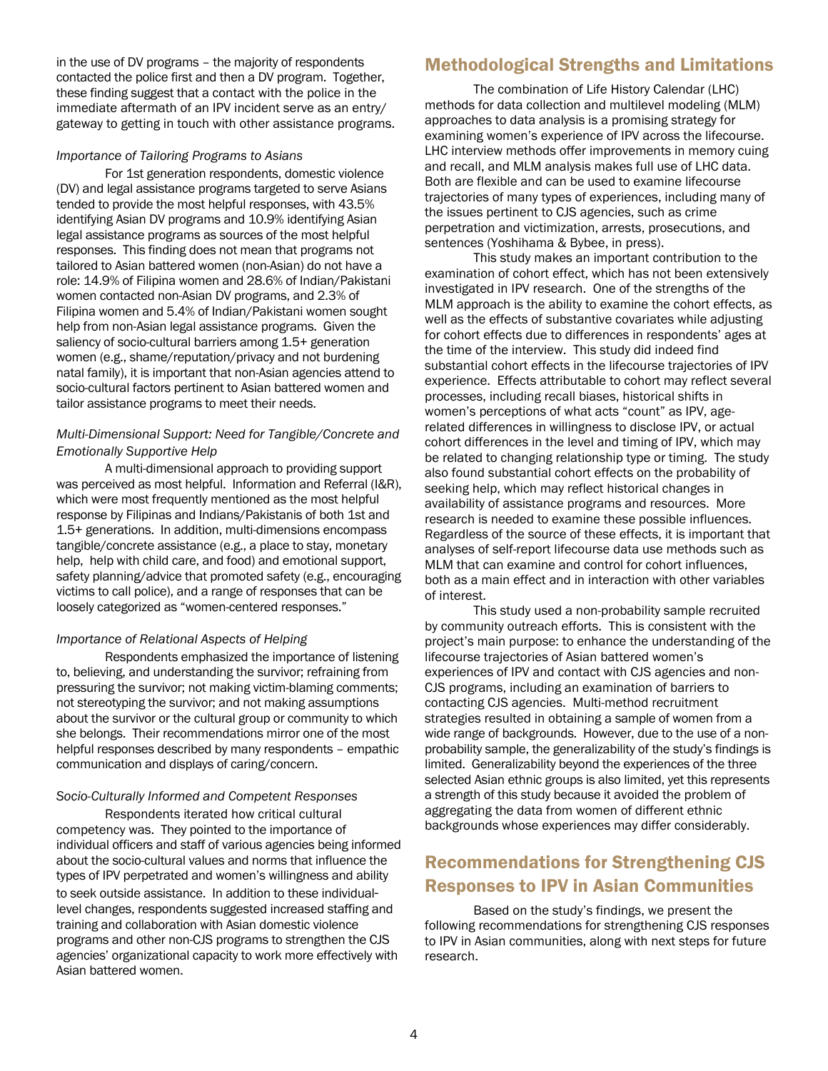in the use of DV programs – the majority of respondents contacted the police first and then a DV program. Together, these finding suggest that a contact with the police in the immediate aftermath of an IPV incident serve as an entry/gateway to getting in touch with other assistance programs.

*Importance of Tailoring Programs to Asians*

For 1st generation respondents, domestic violence (DV) and legal assistance programs targeted to serve Asians tended to provide the most helpful responses, with 43.5% identifying Asian DV programs and 10.9% identifying Asian legal assistance programs as sources of the most helpful responses. This finding does not mean that programs not tailored to Asian battered women (non-Asian) do not have a role: 14.9% of Filipina women and 28.6% of Indian/Pakistani women contacted non-Asian DV programs, and 2.3% of Filipina women and 5.4% of Indian/Pakistani women sought help from non-Asian legal assistance programs. Given the saliency of socio-cultural barriers among 1.5+ generation women (e.g., shame/reputation/privacy and not burdening natal family), it is important that non-Asian agencies attend to socio-cultural factors pertinent to Asian battered women and tailor assistance programs to meet their needs.

*Multi-Dimensional Support: Need for Tangible/Concrete and Emotionally Supportive Help*

A multi-dimensional approach to providing support was perceived as most helpful. Information and Referral (I&R), which were most frequently mentioned as the most helpful response by Filipinas and Indians/Pakistanis of both 1st and 1.5+ generations. In addition, multi-dimensions encompass tangible/concrete assistance (e.g., a place to stay, monetary help, help with child care, and food) and emotional support, safety planning/advice that promoted safety (e.g., encouraging victims to call police), and a range of responses that can be loosely categorized as "women-centered responses."

*Importance of Relational Aspects of Helping*

Respondents emphasized the importance of listening to, believing, and understanding the survivor; refraining from pressuring the survivor; not making victim-blaming comments; not stereotyping the survivor; and not making assumptions about the survivor or the cultural group or community to which she belongs. Their recommendations mirror one of the most helpful responses described by many respondents – empathic communication and displays of caring/concern.

*Socio-Culturally Informed and Competent Responses*

Respondents iterated how critical cultural competency was. They pointed to the importance of individual officers and staff of various agencies being informed about the socio-cultural values and norms that influence the types of IPV perpetrated and women's willingness and ability to seek outside assistance. In addition to these individual-level changes, respondents suggested increased staffing and training and collaboration with Asian domestic violence programs and other non-CJS programs to strengthen the CJS agencies' organizational capacity to work more effectively with Asian battered women.

## Methodological Strengths and Limitations

The combination of Life History Calendar (LHC) methods for data collection and multilevel modeling (MLM) approaches to data analysis is a promising strategy for examining women's experience of IPV across the lifecourse. LHC interview methods offer improvements in memory cuing and recall, and MLM analysis makes full use of LHC data. Both are flexible and can be used to examine lifecourse trajectories of many types of experiences, including many of the issues pertinent to CJS agencies, such as crime perpetration and victimization, arrests, prosecutions, and sentences (Yoshihama & Bybee, in press).

This study makes an important contribution to the examination of cohort effect, which has not been extensively investigated in IPV research. One of the strengths of the MLM approach is the ability to examine the cohort effects, as well as the effects of substantive covariates while adjusting for cohort effects due to differences in respondents' ages at the time of the interview. This study did indeed find substantial cohort effects in the lifecourse trajectories of IPV experience. Effects attributable to cohort may reflect several processes, including recall biases, historical shifts in women's perceptions of what acts "count" as IPV, age-related differences in willingness to disclose IPV, or actual cohort differences in the level and timing of IPV, which may be related to changing relationship type or timing. The study also found substantial cohort effects on the probability of seeking help, which may reflect historical changes in availability of assistance programs and resources. More research is needed to examine these possible influences. Regardless of the source of these effects, it is important that analyses of self-report lifecourse data use methods such as MLM that can examine and control for cohort influences, both as a main effect and in interaction with other variables of interest.

This study used a non-probability sample recruited by community outreach efforts. This is consistent with the project's main purpose: to enhance the understanding of the lifecourse trajectories of Asian battered women's experiences of IPV and contact with CJS agencies and non-CJS programs, including an examination of barriers to contacting CJS agencies. Multi-method recruitment strategies resulted in obtaining a sample of women from a wide range of backgrounds. However, due to the use of a non-probability sample, the generalizability of the study's findings is limited. Generalizability beyond the experiences of the three selected Asian ethnic groups is also limited, yet this represents a strength of this study because it avoided the problem of aggregating the data from women of different ethnic backgrounds whose experiences may differ considerably.

## Recommendations for Strengthening CJS Responses to IPV in Asian Communities

Based on the study's findings, we present the following recommendations for strengthening CJS responses to IPV in Asian communities, along with next steps for future research.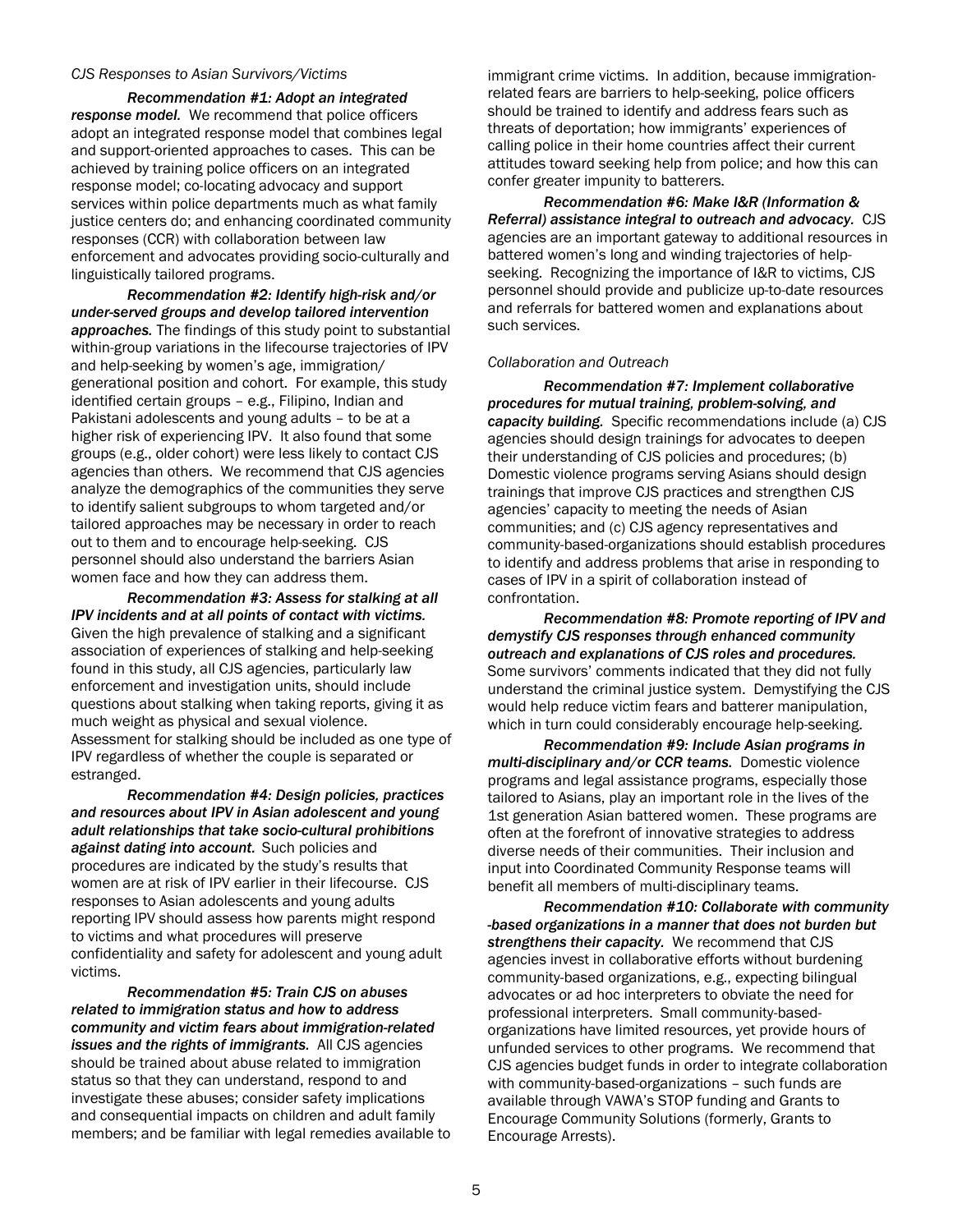*CJS Responses to Asian Survivors/Victims*

***Recommendation #1: Adopt an integrated response model.*** We recommend that police officers adopt an integrated response model that combines legal and support-oriented approaches to cases. This can be achieved by training police officers on an integrated response model; co-locating advocacy and support services within police departments much as what family justice centers do; and enhancing coordinated community responses (CCR) with collaboration between law enforcement and advocates providing socio-culturally and linguistically tailored programs.

***Recommendation #2: Identify high-risk and/or under-served groups and develop tailored intervention approaches.*** The findings of this study point to substantial within-group variations in the lifecourse trajectories of IPV and help-seeking by women's age, immigration/ generational position and cohort. For example, this study identified certain groups – e.g., Filipino, Indian and Pakistani adolescents and young adults – to be at a higher risk of experiencing IPV. It also found that some groups (e.g., older cohort) were less likely to contact CJS agencies than others. We recommend that CJS agencies analyze the demographics of the communities they serve to identify salient subgroups to whom targeted and/or tailored approaches may be necessary in order to reach out to them and to encourage help-seeking. CJS personnel should also understand the barriers Asian women face and how they can address them.

***Recommendation #3: Assess for stalking at all IPV incidents and at all points of contact with victims.*** Given the high prevalence of stalking and a significant association of experiences of stalking and help-seeking found in this study, all CJS agencies, particularly law enforcement and investigation units, should include questions about stalking when taking reports, giving it as much weight as physical and sexual violence. Assessment for stalking should be included as one type of IPV regardless of whether the couple is separated or estranged.

***Recommendation #4: Design policies, practices and resources about IPV in Asian adolescent and young adult relationships that take socio-cultural prohibitions against dating into account.*** Such policies and procedures are indicated by the study's results that women are at risk of IPV earlier in their lifecourse. CJS responses to Asian adolescents and young adults reporting IPV should assess how parents might respond to victims and what procedures will preserve confidentiality and safety for adolescent and young adult victims.

***Recommendation #5: Train CJS on abuses related to immigration status and how to address community and victim fears about immigration-related issues and the rights of immigrants.*** All CJS agencies should be trained about abuse related to immigration status so that they can understand, respond to and investigate these abuses; consider safety implications and consequential impacts on children and adult family members; and be familiar with legal remedies available to immigrant crime victims. In addition, because immigration-related fears are barriers to help-seeking, police officers should be trained to identify and address fears such as threats of deportation; how immigrants' experiences of calling police in their home countries affect their current attitudes toward seeking help from police; and how this can confer greater impunity to batterers.

***Recommendation #6: Make I&R (Information & Referral) assistance integral to outreach and advocacy.*** CJS agencies are an important gateway to additional resources in battered women's long and winding trajectories of help-seeking. Recognizing the importance of I&R to victims, CJS personnel should provide and publicize up-to-date resources and referrals for battered women and explanations about such services.

*Collaboration and Outreach*

***Recommendation #7: Implement collaborative procedures for mutual training, problem-solving, and capacity building.*** Specific recommendations include (a) CJS agencies should design trainings for advocates to deepen their understanding of CJS policies and procedures; (b) Domestic violence programs serving Asians should design trainings that improve CJS practices and strengthen CJS agencies' capacity to meeting the needs of Asian communities; and (c) CJS agency representatives and community-based-organizations should establish procedures to identify and address problems that arise in responding to cases of IPV in a spirit of collaboration instead of confrontation.

***Recommendation #8: Promote reporting of IPV and demystify CJS responses through enhanced community outreach and explanations of CJS roles and procedures.*** Some survivors' comments indicated that they did not fully understand the criminal justice system. Demystifying the CJS would help reduce victim fears and batterer manipulation, which in turn could considerably encourage help-seeking.

***Recommendation #9: Include Asian programs in multi-disciplinary and/or CCR teams.*** Domestic violence programs and legal assistance programs, especially those tailored to Asians, play an important role in the lives of the 1st generation Asian battered women. These programs are often at the forefront of innovative strategies to address diverse needs of their communities. Their inclusion and input into Coordinated Community Response teams will benefit all members of multi-disciplinary teams.

***Recommendation #10: Collaborate with community-based organizations in a manner that does not burden but strengthens their capacity.*** We recommend that CJS agencies invest in collaborative efforts without burdening community-based organizations, e.g., expecting bilingual advocates or ad hoc interpreters to obviate the need for professional interpreters. Small community-based-organizations have limited resources, yet provide hours of unfunded services to other programs. We recommend that CJS agencies budget funds in order to integrate collaboration with community-based-organizations – such funds are available through VAWA's STOP funding and Grants to Encourage Community Solutions (formerly, Grants to Encourage Arrests).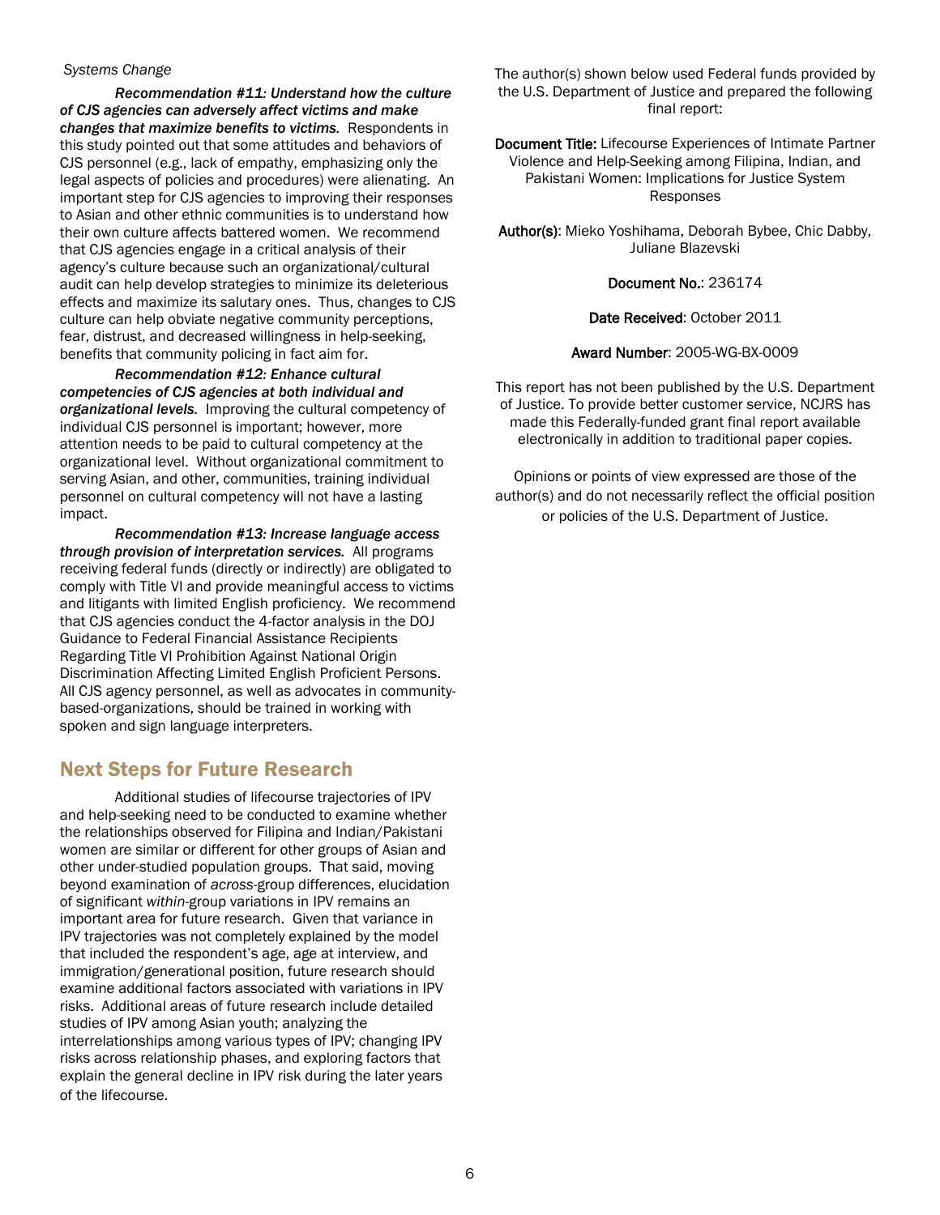*Systems Change*

***Recommendation #11: Understand how the culture of CJS agencies can adversely affect victims and make changes that maximize benefits to victims.*** Respondents in this study pointed out that some attitudes and behaviors of CJS personnel (e.g., lack of empathy, emphasizing only the legal aspects of policies and procedures) were alienating. An important step for CJS agencies to improving their responses to Asian and other ethnic communities is to understand how their own culture affects battered women. We recommend that CJS agencies engage in a critical analysis of their agency's culture because such an organizational/cultural audit can help develop strategies to minimize its deleterious effects and maximize its salutary ones. Thus, changes to CJS culture can help obviate negative community perceptions, fear, distrust, and decreased willingness in help-seeking, benefits that community policing in fact aim for.

***Recommendation #12: Enhance cultural competencies of CJS agencies at both individual and organizational levels.*** Improving the cultural competency of individual CJS personnel is important; however, more attention needs to be paid to cultural competency at the organizational level. Without organizational commitment to serving Asian, and other, communities, training individual personnel on cultural competency will not have a lasting impact.

***Recommendation #13: Increase language access through provision of interpretation services.*** All programs receiving federal funds (directly or indirectly) are obligated to comply with Title VI and provide meaningful access to victims and litigants with limited English proficiency. We recommend that CJS agencies conduct the 4-factor analysis in the DOJ Guidance to Federal Financial Assistance Recipients Regarding Title VI Prohibition Against National Origin Discrimination Affecting Limited English Proficient Persons. All CJS agency personnel, as well as advocates in community-based-organizations, should be trained in working with spoken and sign language interpreters.

## Next Steps for Future Research

Additional studies of lifecourse trajectories of IPV and help-seeking need to be conducted to examine whether the relationships observed for Filipina and Indian/Pakistani women are similar or different for other groups of Asian and other under-studied population groups. That said, moving beyond examination of *across*-group differences, elucidation of significant *within*-group variations in IPV remains an important area for future research. Given that variance in IPV trajectories was not completely explained by the model that included the respondent's age, age at interview, and immigration/generational position, future research should examine additional factors associated with variations in IPV risks. Additional areas of future research include detailed studies of IPV among Asian youth; analyzing the interrelationships among various types of IPV; changing IPV risks across relationship phases, and exploring factors that explain the general decline in IPV risk during the later years of the lifecourse.

The author(s) shown below used Federal funds provided by the U.S. Department of Justice and prepared the following final report:

**Document Title:** Lifecourse Experiences of Intimate Partner Violence and Help-Seeking among Filipina, Indian, and Pakistani Women: Implications for Justice System Responses

**Author(s)**: Mieko Yoshihama, Deborah Bybee, Chic Dabby, Juliane Blazevski

**Document No.**: 236174

**Date Received**: October 2011

**Award Number**: 2005-WG-BX-0009

This report has not been published by the U.S. Department of Justice. To provide better customer service, NCJRS has made this Federally-funded grant final report available electronically in addition to traditional paper copies.

Opinions or points of view expressed are those of the author(s) and do not necessarily reflect the official position or policies of the U.S. Department of Justice.